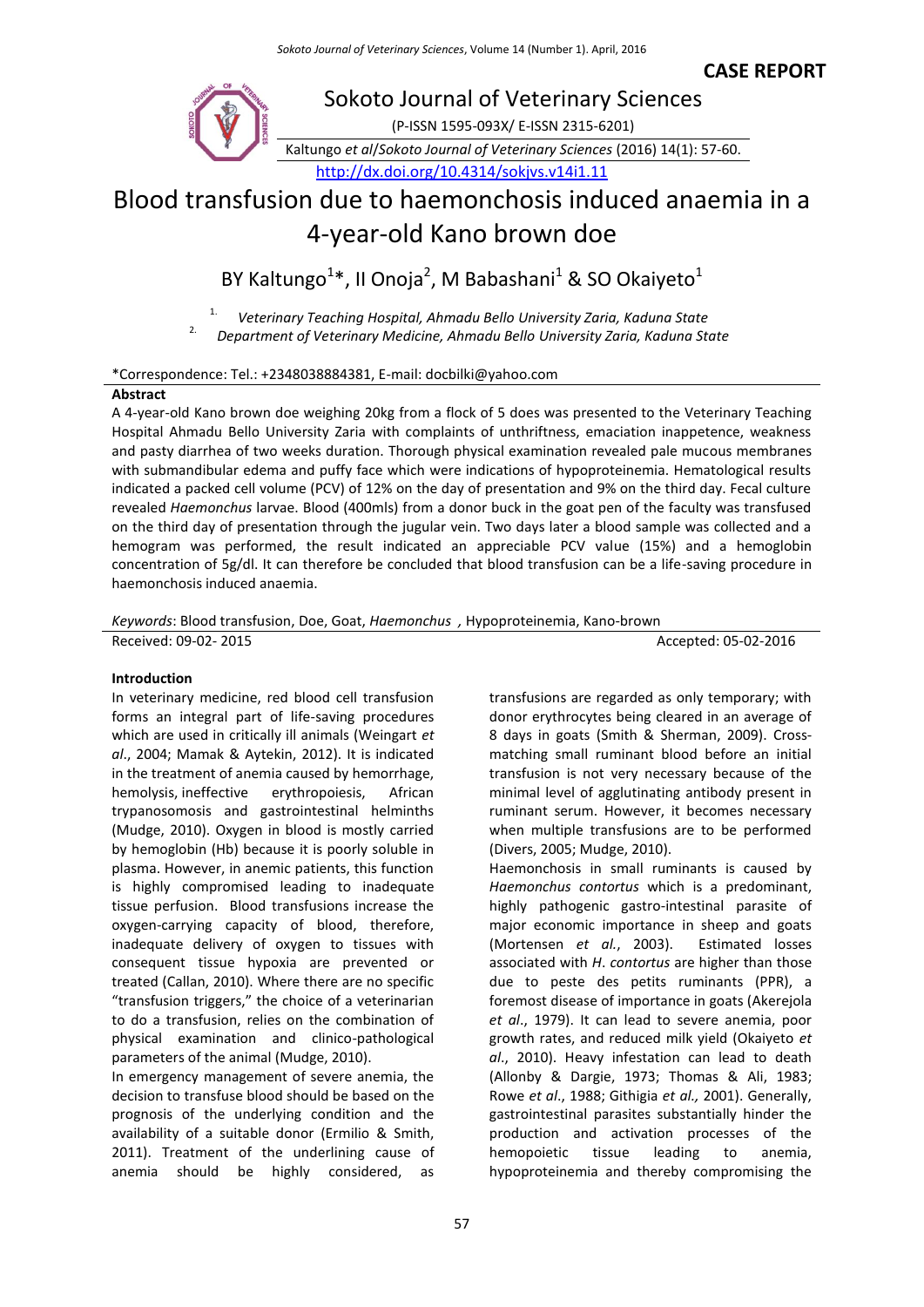CASE REPORT

Sokoto Journal of Veterinary Sciences

(P-ISSN 1595-093X/ E-ISSN 2315-6201)

Kaltungo *et al*/Sokoto Journal of Veterinary Sciences (2016) 14(1): 57-60.

http://dx.doi.org/10.4314/sokjvs.v14i1.11

# Blood transfusion due to haemonchosis induced anaemia in a 4-year-old Kano brown doe

BY Kaltungo[1]*, II Onoja[2], M Babashani[1] & SO Okaiyeto[1]

[1] *Veterinary Teaching Hospital, Ahmadu Bello University Zaria, Kaduna State*
[2] *Department of Veterinary Medicine, Ahmadu Bello University Zaria, Kaduna State*

*Correspondence: Tel.: +2348038884381, E-mail: docbilki@yahoo.com

## Abstract

A 4-year-old Kano brown doe weighing 20kg from a flock of 5 does was presented to the Veterinary Teaching Hospital Ahmadu Bello University Zaria with complaints of unthriftness, emaciation inappetence, weakness and pasty diarrhea of two weeks duration. Thorough physical examination revealed pale mucous membranes with submandibular edema and puffy face which were indications of hypoproteinemia. Hematological results indicated a packed cell volume (PCV) of 12% on the day of presentation and 9% on the third day. Fecal culture revealed *Haemonchus* larvae. Blood (400mls) from a donor buck in the goat pen of the faculty was transfused on the third day of presentation through the jugular vein. Two days later a blood sample was collected and a hemogram was performed, the result indicated an appreciable PCV value (15%) and a hemoglobin concentration of 5g/dl. It can therefore be concluded that blood transfusion can be a life-saving procedure in haemonchosis induced anaemia.

*Keywords*: Blood transfusion, Doe, Goat, *Haemonchus* , Hypoproteinemia, Kano-brown

Received: 09-02- 2015 Accepted: 05-02-2016

## Introduction

In veterinary medicine, red blood cell transfusion forms an integral part of life-saving procedures which are used in critically ill animals (Weingart *et al*., 2004; Mamak & Aytekin, 2012). It is indicated in the treatment of anemia caused by hemorrhage, hemolysis, ineffective erythropoiesis, African trypanosomosis and gastrointestinal helminths (Mudge, 2010). Oxygen in blood is mostly carried by hemoglobin (Hb) because it is poorly soluble in plasma. However, in anemic patients, this function is highly compromised leading to inadequate tissue perfusion. Blood transfusions increase the oxygen-carrying capacity of blood, therefore, inadequate delivery of oxygen to tissues with consequent tissue hypoxia are prevented or treated (Callan, 2010). Where there are no specific "transfusion triggers," the choice of a veterinarian to do a transfusion, relies on the combination of physical examination and clinico-pathological parameters of the animal (Mudge, 2010).

In emergency management of severe anemia, the decision to transfuse blood should be based on the prognosis of the underlying condition and the availability of a suitable donor (Ermilio & Smith, 2011). Treatment of the underlining cause of anemia should be highly considered, as transfusions are regarded as only temporary; with donor erythrocytes being cleared in an average of 8 days in goats (Smith & Sherman, 2009). Cross-matching small ruminant blood before an initial transfusion is not very necessary because of the minimal level of agglutinating antibody present in ruminant serum. However, it becomes necessary when multiple transfusions are to be performed (Divers, 2005; Mudge, 2010).

Haemonchosis in small ruminants is caused by *Haemonchus contortus* which is a predominant, highly pathogenic gastro-intestinal parasite of major economic importance in sheep and goats (Mortensen *et al.*, 2003). Estimated losses associated with *H. contortus* are higher than those due to peste des petits ruminants (PPR), a foremost disease of importance in goats (Akerejola *et al*., 1979). It can lead to severe anemia, poor growth rates, and reduced milk yield (Okaiyeto *et al*., 2010). Heavy infestation can lead to death (Allonby & Dargie, 1973; Thomas & Ali, 1983; Rowe *et al*., 1988; Githigia *et al.,* 2001). Generally, gastrointestinal parasites substantially hinder the production and activation processes of the hemopoietic tissue leading to anemia, hypoproteinemia and thereby compromising the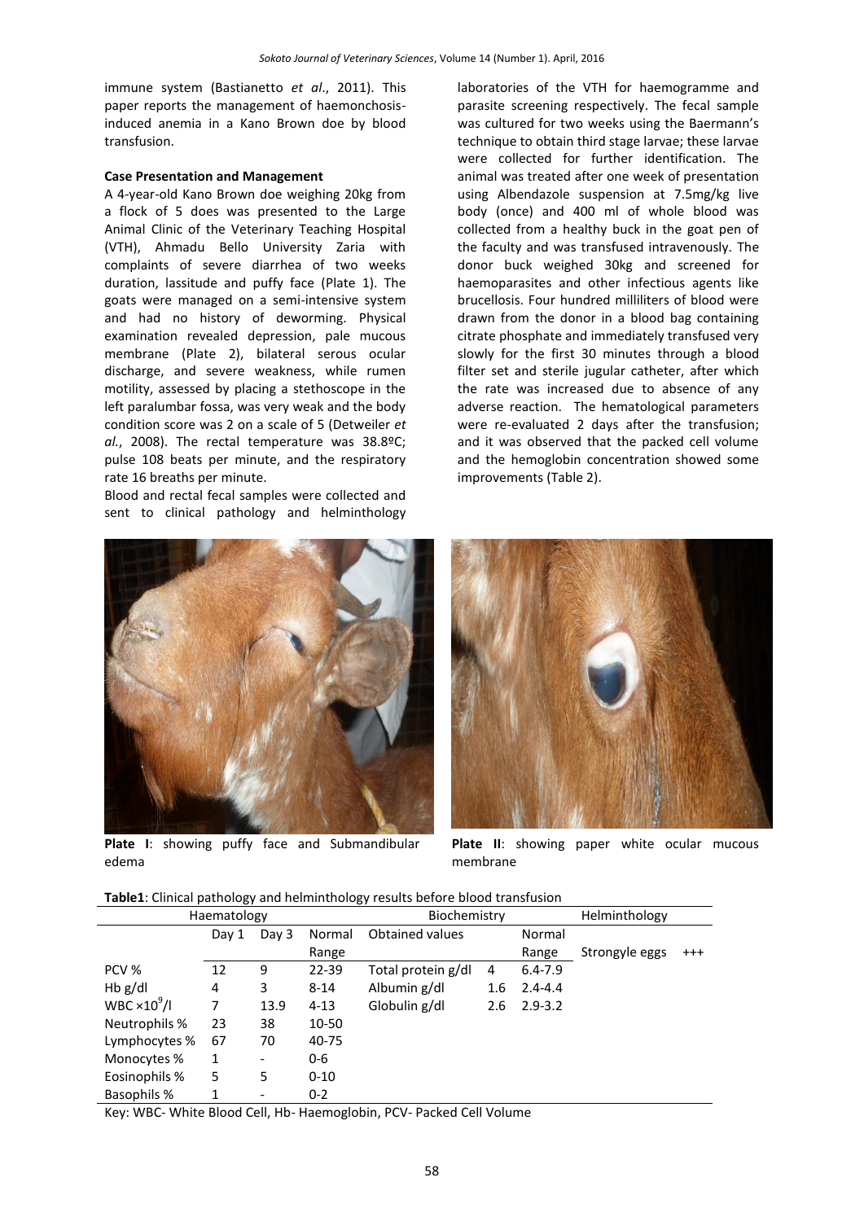immune system (Bastianetto *et al*., 2011). This paper reports the management of haemonchosis-induced anemia in a Kano Brown doe by blood transfusion.

**Case Presentation and Management**

A 4-year-old Kano Brown doe weighing 20kg from a flock of 5 does was presented to the Large Animal Clinic of the Veterinary Teaching Hospital (VTH), Ahmadu Bello University Zaria with complaints of severe diarrhea of two weeks duration, lassitude and puffy face (Plate 1). The goats were managed on a semi-intensive system and had no history of deworming. Physical examination revealed depression, pale mucous membrane (Plate 2), bilateral serous ocular discharge, and severe weakness, while rumen motility, assessed by placing a stethoscope in the left paralumbar fossa, was very weak and the body condition score was 2 on a scale of 5 (Detweiler *et al*., 2008). The rectal temperature was 38.8ºC; pulse 108 beats per minute, and the respiratory rate 16 breaths per minute.

Blood and rectal fecal samples were collected and sent to clinical pathology and helminthology laboratories of the VTH for haemogramme and parasite screening respectively. The fecal sample was cultured for two weeks using the Baermann's technique to obtain third stage larvae; these larvae were collected for further identification. The animal was treated after one week of presentation using Albendazole suspension at 7.5mg/kg live body (once) and 400 ml of whole blood was collected from a healthy buck in the goat pen of the faculty and was transfused intravenously. The donor buck weighed 30kg and screened for haemoparasites and other infectious agents like brucellosis. Four hundred milliliters of blood were drawn from the donor in a blood bag containing citrate phosphate and immediately transfused very slowly for the first 30 minutes through a blood filter set and sterile jugular catheter, after which the rate was increased due to absence of any adverse reaction. The hematological parameters were re-evaluated 2 days after the transfusion; and it was observed that the packed cell volume and the hemoglobin concentration showed some improvements (Table 2).

**Plate I**: showing puffy face and Submandibular edema

**Plate II**: showing paper white ocular mucous membrane

**Table1**: Clinical pathology and helminthology results before blood transfusion

| Haematology | | | | Biochemistry | | | Helminthology | |
|---|---|---|---|---|---|---|---|---|
| | Day 1 | Day 3 | Normal Range | Obtained values | | Normal Range | Strongyle eggs | +++ |
| PCV % | 12 | 9 | 22-39 | Total protein g/dl | 4 | 6.4-7.9 | | |
| Hb g/dl | 4 | 3 | 8-14 | Albumin g/dl | 1.6 | 2.4-4.4 | | |
| WBC $\times10^9$/l | 7 | 13.9 | 4-13 | Globulin g/dl | 2.6 | 2.9-3.2 | | |
| Neutrophils % | 23 | 38 | 10-50 | | | | | |
| Lymphocytes % | 67 | 70 | 40-75 | | | | | |
| Monocytes % | 1 | - | 0-6 | | | | | |
| Eosinophils % | 5 | 5 | 0-10 | | | | | |
| Basophils % | 1 | - | 0-2 | | | | | |

Key: WBC- White Blood Cell, Hb- Haemoglobin, PCV- Packed Cell Volume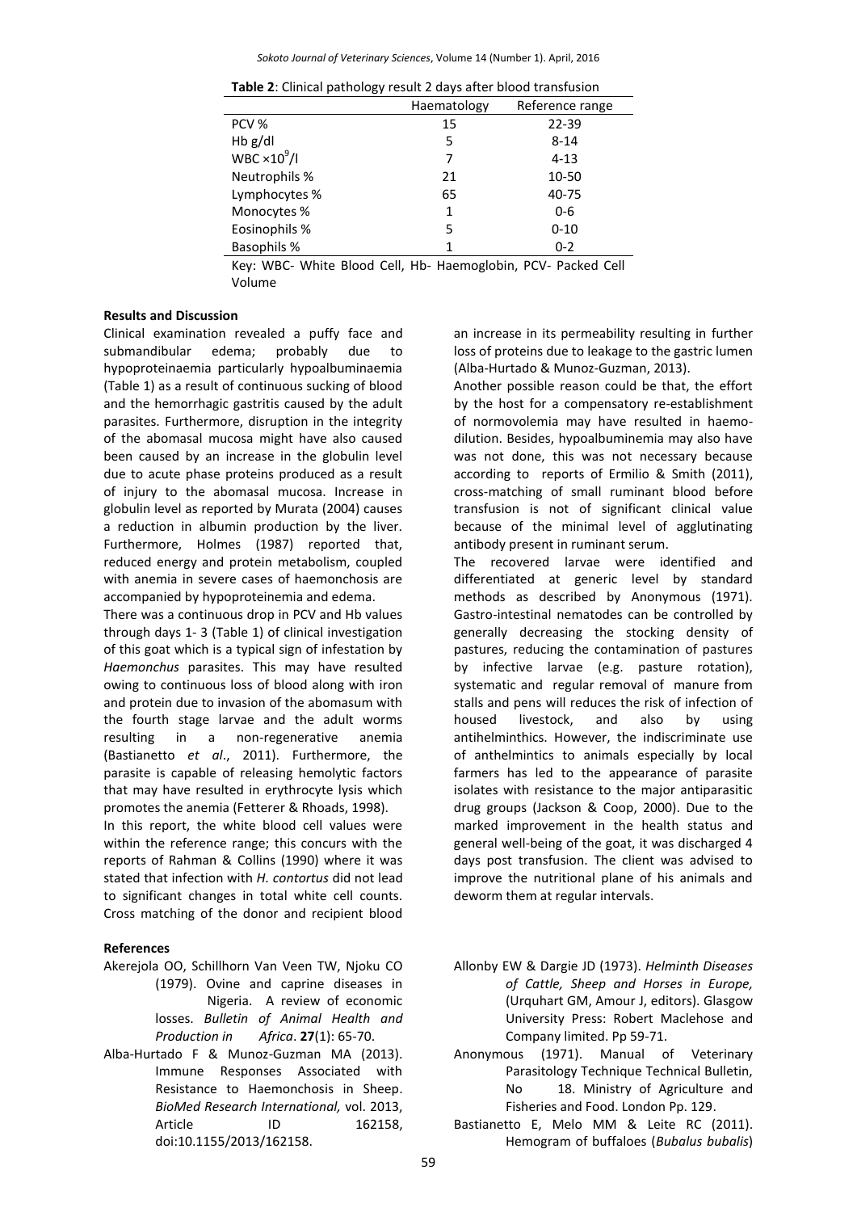**Table 2**: Clinical pathology result 2 days after blood transfusion

| | Haematology | Reference range |
|---|---|---|
| PCV % | 15 | 22-39 |
| Hb g/dl | 5 | 8-14 |
| WBC $\times 10^9$/l | 7 | 4-13 |
| Neutrophils % | 21 | 10-50 |
| Lymphocytes % | 65 | 40-75 |
| Monocytes % | 1 | 0-6 |
| Eosinophils % | 5 | 0-10 |
| Basophils % | 1 | 0-2 |

Key: WBC- White Blood Cell, Hb- Haemoglobin, PCV- Packed Cell Volume

## Results and Discussion

Clinical examination revealed a puffy face and submandibular edema; probably due to hypoproteinaemia particularly hypoalbuminaemia (Table 1) as a result of continuous sucking of blood and the hemorrhagic gastritis caused by the adult parasites. Furthermore, disruption in the integrity of the abomasal mucosa might have also caused been caused by an increase in the globulin level due to acute phase proteins produced as a result of injury to the abomasal mucosa. Increase in globulin level as reported by Murata (2004) causes a reduction in albumin production by the liver. Furthermore, Holmes (1987) reported that, reduced energy and protein metabolism, coupled with anemia in severe cases of haemonchosis are accompanied by hypoproteinemia and edema.

There was a continuous drop in PCV and Hb values through days 1- 3 (Table 1) of clinical investigation of this goat which is a typical sign of infestation by *Haemonchus* parasites. This may have resulted owing to continuous loss of blood along with iron and protein due to invasion of the abomasum with the fourth stage larvae and the adult worms resulting in a non-regenerative anemia (Bastianetto *et al*., 2011). Furthermore, the parasite is capable of releasing hemolytic factors that may have resulted in erythrocyte lysis which promotes the anemia (Fetterer & Rhoads, 1998).

In this report, the white blood cell values were within the reference range; this concurs with the reports of Rahman & Collins (1990) where it was stated that infection with *H. contortus* did not lead to significant changes in total white cell counts. Cross matching of the donor and recipient blood an increase in its permeability resulting in further loss of proteins due to leakage to the gastric lumen (Alba-Hurtado & Munoz-Guzman, 2013).

Another possible reason could be that, the effort by the host for a compensatory re-establishment of normovolemia may have resulted in haemodilution. Besides, hypoalbuminemia may also have was not done, this was not necessary because according to reports of Ermilio & Smith (2011), cross-matching of small ruminant blood before transfusion is not of significant clinical value because of the minimal level of agglutinating antibody present in ruminant serum.

The recovered larvae were identified and differentiated at generic level by standard methods as described by Anonymous (1971). Gastro-intestinal nematodes can be controlled by generally decreasing the stocking density of pastures, reducing the contamination of pastures by infective larvae (e.g. pasture rotation), systematic and regular removal of manure from stalls and pens will reduces the risk of infection of housed livestock, and also by using antihelminthics. However, the indiscriminate use of anthelmintics to animals especially by local farmers has led to the appearance of parasite isolates with resistance to the major antiparasitic drug groups (Jackson & Coop, 2000). Due to the marked improvement in the health status and general well-being of the goat, it was discharged 4 days post transfusion. The client was advised to improve the nutritional plane of his animals and deworm them at regular intervals.

## References

Akerejola OO, Schillhorn Van Veen TW, Njoku CO (1979). Ovine and caprine diseases in Nigeria. A review of economic losses. *Bulletin of Animal Health and Production in Africa*. **27**(1): 65-70.

Alba-Hurtado F & Munoz-Guzman MA (2013). Immune Responses Associated with Resistance to Haemonchosis in Sheep. *BioMed Research International,* vol. 2013, Article ID 162158, doi:10.1155/2013/162158.

Allonby EW & Dargie JD (1973). *Helminth Diseases of Cattle, Sheep and Horses in Europe,* (Urquhart GM, Amour J, editors). Glasgow University Press: Robert Maclehose and Company limited. Pp 59-71.

Anonymous (1971). Manual of Veterinary Parasitology Technique Technical Bulletin, No 18. Ministry of Agriculture and Fisheries and Food. London Pp. 129.

Bastianetto E, Melo MM & Leite RC (2011). Hemogram of buffaloes (*Bubalus bubalis*)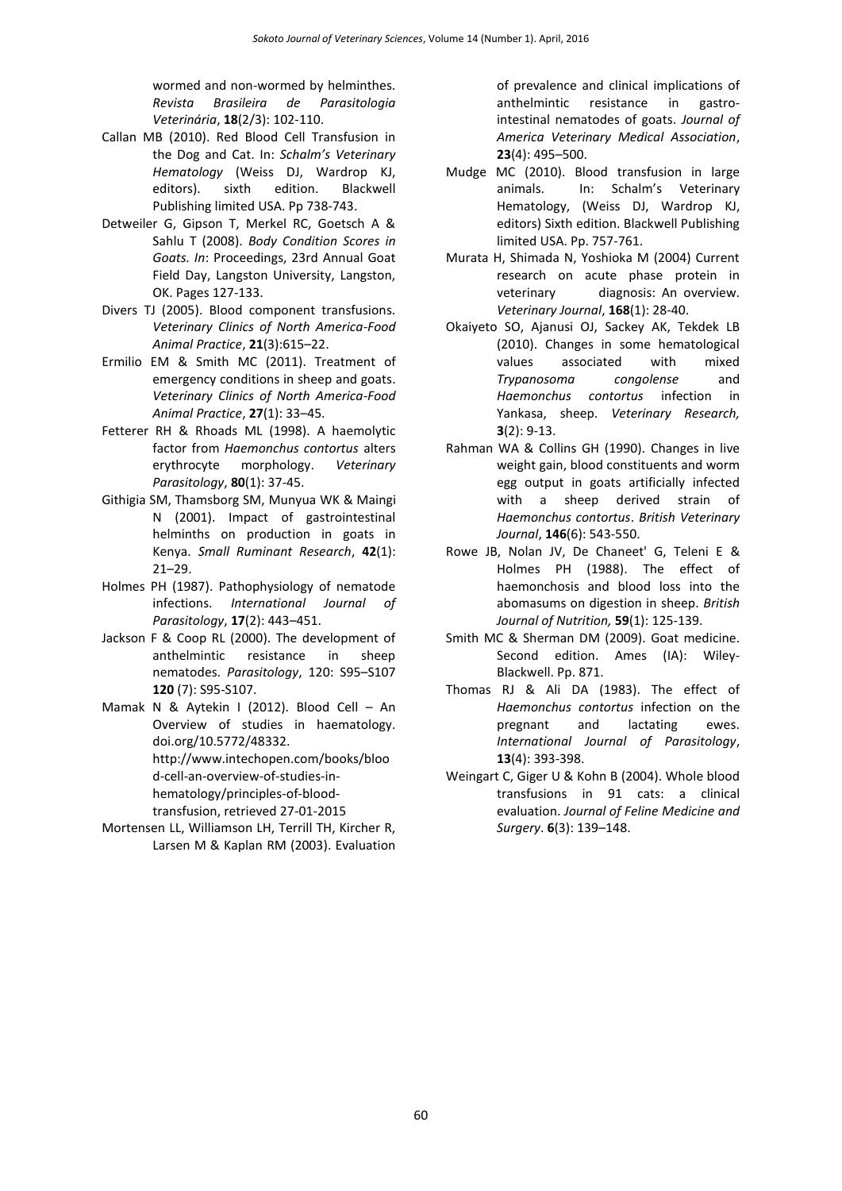wormed and non-wormed by helminthes. *Revista Brasileira de Parasitologia Veterinária*, **18**(2/3): 102-110.

Callan MB (2010). Red Blood Cell Transfusion in the Dog and Cat. In: *Schalm's Veterinary Hematology* (Weiss DJ, Wardrop KJ, editors). sixth edition. Blackwell Publishing limited USA. Pp 738-743.

Detweiler G, Gipson T, Merkel RC, Goetsch A & Sahlu T (2008). *Body Condition Scores in Goats. In*: Proceedings, 23rd Annual Goat Field Day, Langston University, Langston, OK. Pages 127-133.

Divers TJ (2005). Blood component transfusions. *Veterinary Clinics of North America-Food Animal Practice*, **21**(3):615–22.

Ermilio EM & Smith MC (2011). Treatment of emergency conditions in sheep and goats. *Veterinary Clinics of North America-Food Animal Practice*, **27**(1): 33–45.

Fetterer RH & Rhoads ML (1998). A haemolytic factor from *Haemonchus contortus* alters erythrocyte morphology. *Veterinary Parasitology*, **80**(1): 37-45.

Githigia SM, Thamsborg SM, Munyua WK & Maingi N (2001). Impact of gastrointestinal helminths on production in goats in Kenya. *Small Ruminant Research*, **42**(1): 21–29.

Holmes PH (1987). Pathophysiology of nematode infections. *International Journal of Parasitology*, **17**(2): 443–451.

Jackson F & Coop RL (2000). The development of anthelmintic resistance in sheep nematodes. *Parasitology*, 120: S95–S107 **120** (7): S95-S107.

Mamak N & Aytekin I (2012). Blood Cell – An Overview of studies in haematology. doi.org/10.5772/48332. http://www.intechopen.com/books/blood-cell-an-overview-of-studies-in-hematology/principles-of-blood-transfusion, retrieved 27-01-2015

Mortensen LL, Williamson LH, Terrill TH, Kircher R, Larsen M & Kaplan RM (2003). Evaluation of prevalence and clinical implications of anthelmintic resistance in gastro-intestinal nematodes of goats. *Journal of America Veterinary Medical Association*, **23**(4): 495–500.

Mudge MC (2010). Blood transfusion in large animals. In: Schalm's Veterinary Hematology, (Weiss DJ, Wardrop KJ, editors) Sixth edition. Blackwell Publishing limited USA. Pp. 757-761.

Murata H, Shimada N, Yoshioka M (2004) Current research on acute phase protein in veterinary diagnosis: An overview. *Veterinary Journal*, **168**(1): 28-40.

Okaiyeto SO, Ajanusi OJ, Sackey AK, Tekdek LB (2010). Changes in some hematological values associated with mixed *Trypanosoma congolense* and *Haemonchus contortus* infection in Yankasa, sheep. *Veterinary Research,* **3**(2): 9-13.

Rahman WA & Collins GH (1990). Changes in live weight gain, blood constituents and worm egg output in goats artificially infected with a sheep derived strain of *Haemonchus contortus*. *British Veterinary Journal*, **146**(6): 543-550.

Rowe JB, Nolan JV, De Chaneet' G, Teleni E & Holmes PH (1988). The effect of haemonchosis and blood loss into the abomasums on digestion in sheep. *British Journal of Nutrition,* **59**(1): 125-139.

Smith MC & Sherman DM (2009). Goat medicine. Second edition. Ames (IA): Wiley-Blackwell. Pp. 871.

Thomas RJ & Ali DA (1983). The effect of *Haemonchus contortus* infection on the pregnant and lactating ewes. *International Journal of Parasitology*, **13**(4): 393-398.

Weingart C, Giger U & Kohn B (2004). Whole blood transfusions in 91 cats: a clinical evaluation. *Journal of Feline Medicine and Surgery*. **6**(3): 139–148.